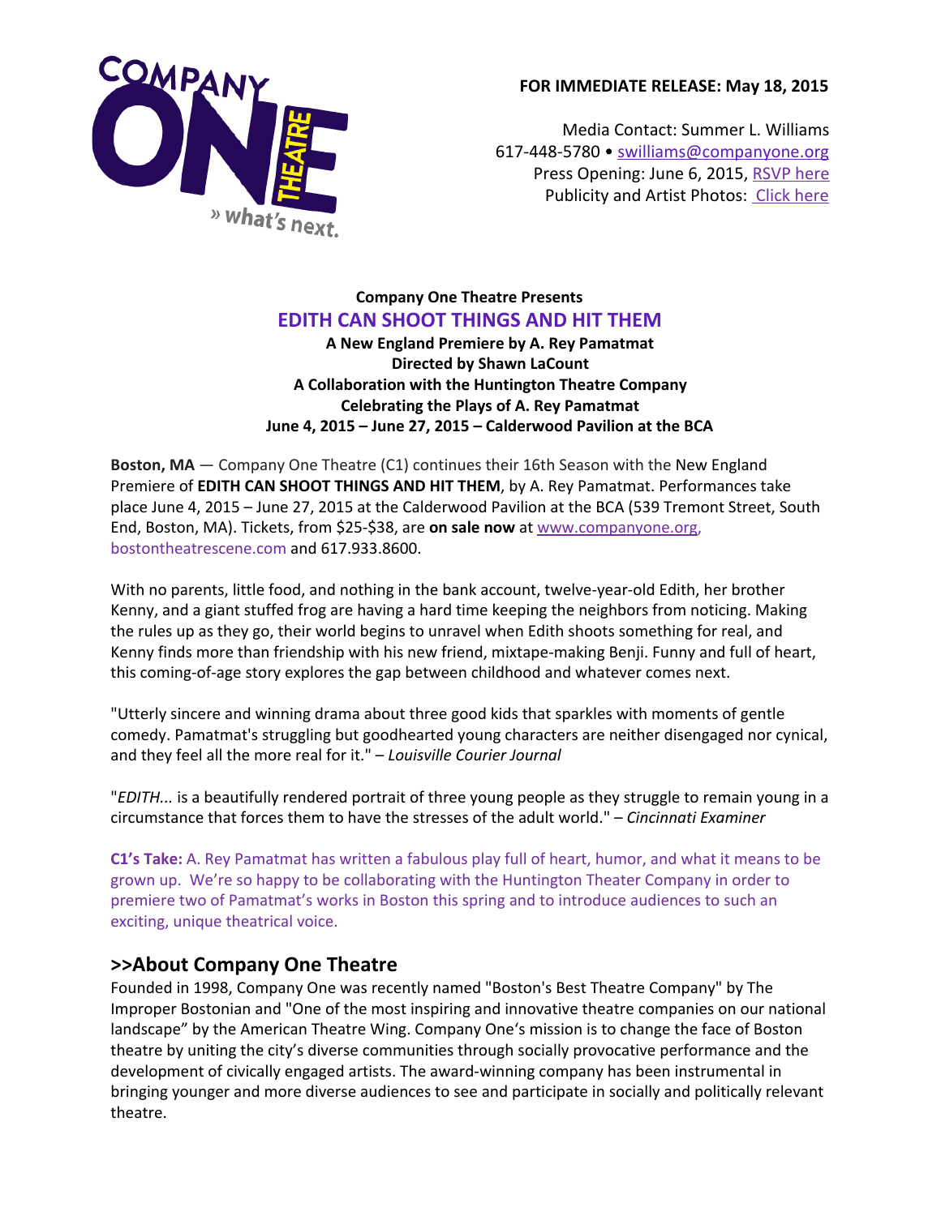**FOR IMMEDIATE RELEASE: May 18, 2015**

Media Contact: Summer L. Williams
617-448-5780 • swilliams@companyone.org
Press Opening: June 6, 2015, RSVP here
Publicity and Artist Photos: Click here

**Company One Theatre Presents**

## EDITH CAN SHOOT THINGS AND HIT THEM

**A New England Premiere by A. Rey Pamatmat**
**Directed by Shawn LaCount**
**A Collaboration with the Huntington Theatre Company**
**Celebrating the Plays of A. Rey Pamatmat**
**June 4, 2015 – June 27, 2015 – Calderwood Pavilion at the BCA**

**Boston, MA** — Company One Theatre (C1) continues their 16th Season with the New England Premiere of **EDITH CAN SHOOT THINGS AND HIT THEM**, by A. Rey Pamatmat. Performances take place June 4, 2015 – June 27, 2015 at the Calderwood Pavilion at the BCA (539 Tremont Street, South End, Boston, MA). Tickets, from $25-$38, are **on sale now** at www.companyone.org, bostontheatrescene.com and 617.933.8600.

With no parents, little food, and nothing in the bank account, twelve-year-old Edith, her brother Kenny, and a giant stuffed frog are having a hard time keeping the neighbors from noticing. Making the rules up as they go, their world begins to unravel when Edith shoots something for real, and Kenny finds more than friendship with his new friend, mixtape-making Benji. Funny and full of heart, this coming-of-age story explores the gap between childhood and whatever comes next.

"Utterly sincere and winning drama about three good kids that sparkles with moments of gentle comedy. Pamatmat's struggling but goodhearted young characters are neither disengaged nor cynical, and they feel all the more real for it." – *Louisville Courier Journal*

"*EDITH...* is a beautifully rendered portrait of three young people as they struggle to remain young in a circumstance that forces them to have the stresses of the adult world." – *Cincinnati Examiner*

**C1's Take:** A. Rey Pamatmat has written a fabulous play full of heart, humor, and what it means to be grown up. We're so happy to be collaborating with the Huntington Theater Company in order to premiere two of Pamatmat's works in Boston this spring and to introduce audiences to such an exciting, unique theatrical voice.

## >>About Company One Theatre

Founded in 1998, Company One was recently named "Boston's Best Theatre Company" by The Improper Bostonian and "One of the most inspiring and innovative theatre companies on our national landscape" by the American Theatre Wing. Company One's mission is to change the face of Boston theatre by uniting the city's diverse communities through socially provocative performance and the development of civically engaged artists. The award-winning company has been instrumental in bringing younger and more diverse audiences to see and participate in socially and politically relevant theatre.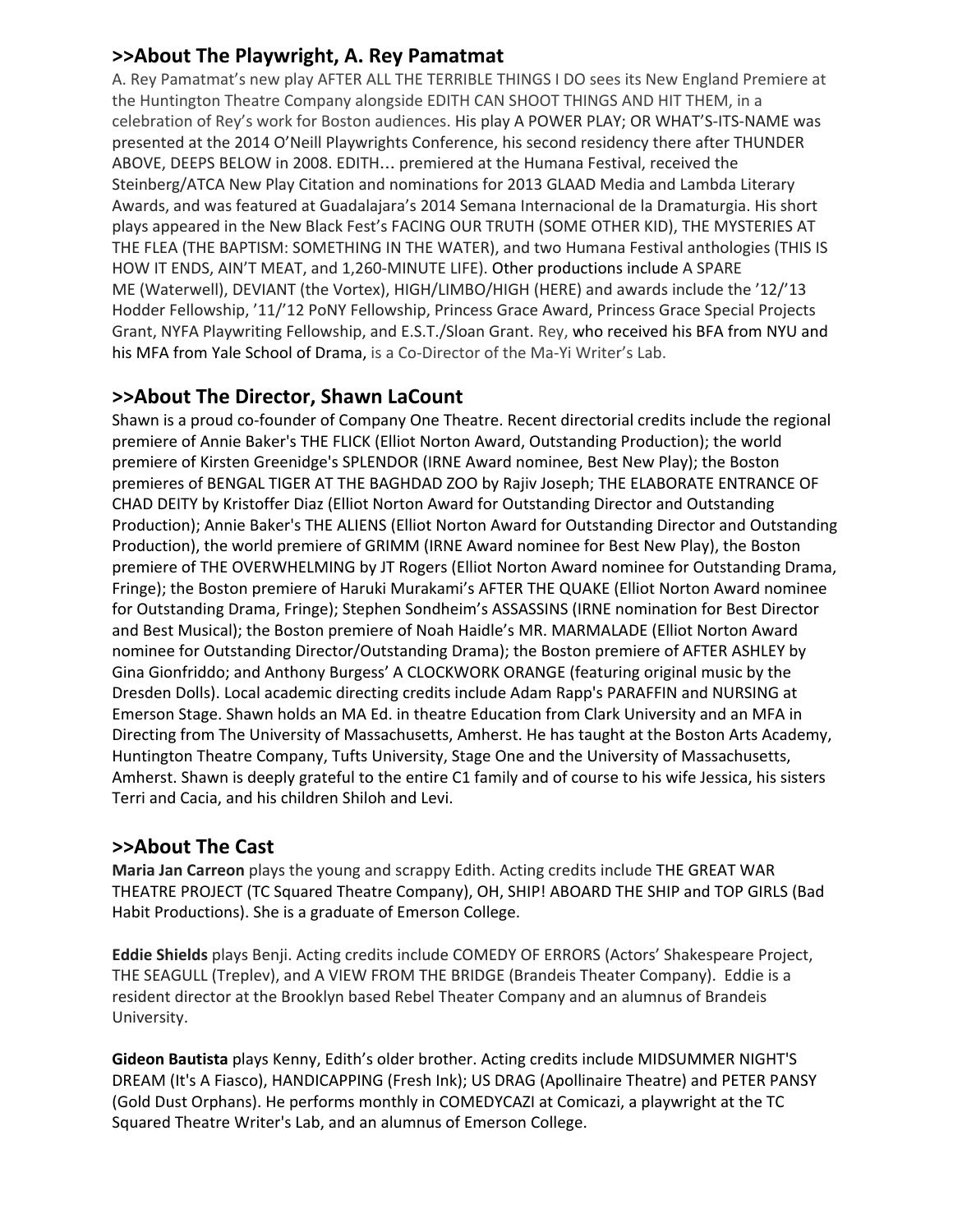## >>About The Playwright, A. Rey Pamatmat

A. Rey Pamatmat's new play AFTER ALL THE TERRIBLE THINGS I DO sees its New England Premiere at the Huntington Theatre Company alongside EDITH CAN SHOOT THINGS AND HIT THEM, in a celebration of Rey's work for Boston audiences. His play A POWER PLAY; OR WHAT'S-ITS-NAME was presented at the 2014 O'Neill Playwrights Conference, his second residency there after THUNDER ABOVE, DEEPS BELOW in 2008. EDITH… premiered at the Humana Festival, received the Steinberg/ATCA New Play Citation and nominations for 2013 GLAAD Media and Lambda Literary Awards, and was featured at Guadalajara's 2014 Semana Internacional de la Dramaturgia. His short plays appeared in the New Black Fest's FACING OUR TRUTH (SOME OTHER KID), THE MYSTERIES AT THE FLEA (THE BAPTISM: SOMETHING IN THE WATER), and two Humana Festival anthologies (THIS IS HOW IT ENDS, AIN'T MEAT, and 1,260-MINUTE LIFE). Other productions include A SPARE ME (Waterwell), DEVIANT (the Vortex), HIGH/LIMBO/HIGH (HERE) and awards include the '12/'13 Hodder Fellowship, '11/'12 PoNY Fellowship, Princess Grace Award, Princess Grace Special Projects Grant, NYFA Playwriting Fellowship, and E.S.T./Sloan Grant. Rey, who received his BFA from NYU and his MFA from Yale School of Drama, is a Co-Director of the Ma-Yi Writer's Lab.

## >>About The Director, Shawn LaCount

Shawn is a proud co-founder of Company One Theatre. Recent directorial credits include the regional premiere of Annie Baker's THE FLICK (Elliot Norton Award, Outstanding Production); the world premiere of Kirsten Greenidge's SPLENDOR (IRNE Award nominee, Best New Play); the Boston premieres of BENGAL TIGER AT THE BAGHDAD ZOO by Rajiv Joseph; THE ELABORATE ENTRANCE OF CHAD DEITY by Kristoffer Diaz (Elliot Norton Award for Outstanding Director and Outstanding Production); Annie Baker's THE ALIENS (Elliot Norton Award for Outstanding Director and Outstanding Production), the world premiere of GRIMM (IRNE Award nominee for Best New Play), the Boston premiere of THE OVERWHELMING by JT Rogers (Elliot Norton Award nominee for Outstanding Drama, Fringe); the Boston premiere of Haruki Murakami's AFTER THE QUAKE (Elliot Norton Award nominee for Outstanding Drama, Fringe); Stephen Sondheim's ASSASSINS (IRNE nomination for Best Director and Best Musical); the Boston premiere of Noah Haidle's MR. MARMALADE (Elliot Norton Award nominee for Outstanding Director/Outstanding Drama); the Boston premiere of AFTER ASHLEY by Gina Gionfriddo; and Anthony Burgess' A CLOCKWORK ORANGE (featuring original music by the Dresden Dolls). Local academic directing credits include Adam Rapp's PARAFFIN and NURSING at Emerson Stage. Shawn holds an MA Ed. in theatre Education from Clark University and an MFA in Directing from The University of Massachusetts, Amherst. He has taught at the Boston Arts Academy, Huntington Theatre Company, Tufts University, Stage One and the University of Massachusetts, Amherst. Shawn is deeply grateful to the entire C1 family and of course to his wife Jessica, his sisters Terri and Cacia, and his children Shiloh and Levi.

## >>About The Cast

**Maria Jan Carreon** plays the young and scrappy Edith. Acting credits include THE GREAT WAR THEATRE PROJECT (TC Squared Theatre Company), OH, SHIP! ABOARD THE SHIP and TOP GIRLS (Bad Habit Productions). She is a graduate of Emerson College.

**Eddie Shields** plays Benji. Acting credits include COMEDY OF ERRORS (Actors' Shakespeare Project, THE SEAGULL (Treplev), and A VIEW FROM THE BRIDGE (Brandeis Theater Company). Eddie is a resident director at the Brooklyn based Rebel Theater Company and an alumnus of Brandeis University.

**Gideon Bautista** plays Kenny, Edith's older brother. Acting credits include MIDSUMMER NIGHT'S DREAM (It's A Fiasco), HANDICAPPING (Fresh Ink); US DRAG (Apollinaire Theatre) and PETER PANSY (Gold Dust Orphans). He performs monthly in COMEDYCAZI at Comicazi, a playwright at the TC Squared Theatre Writer's Lab, and an alumnus of Emerson College.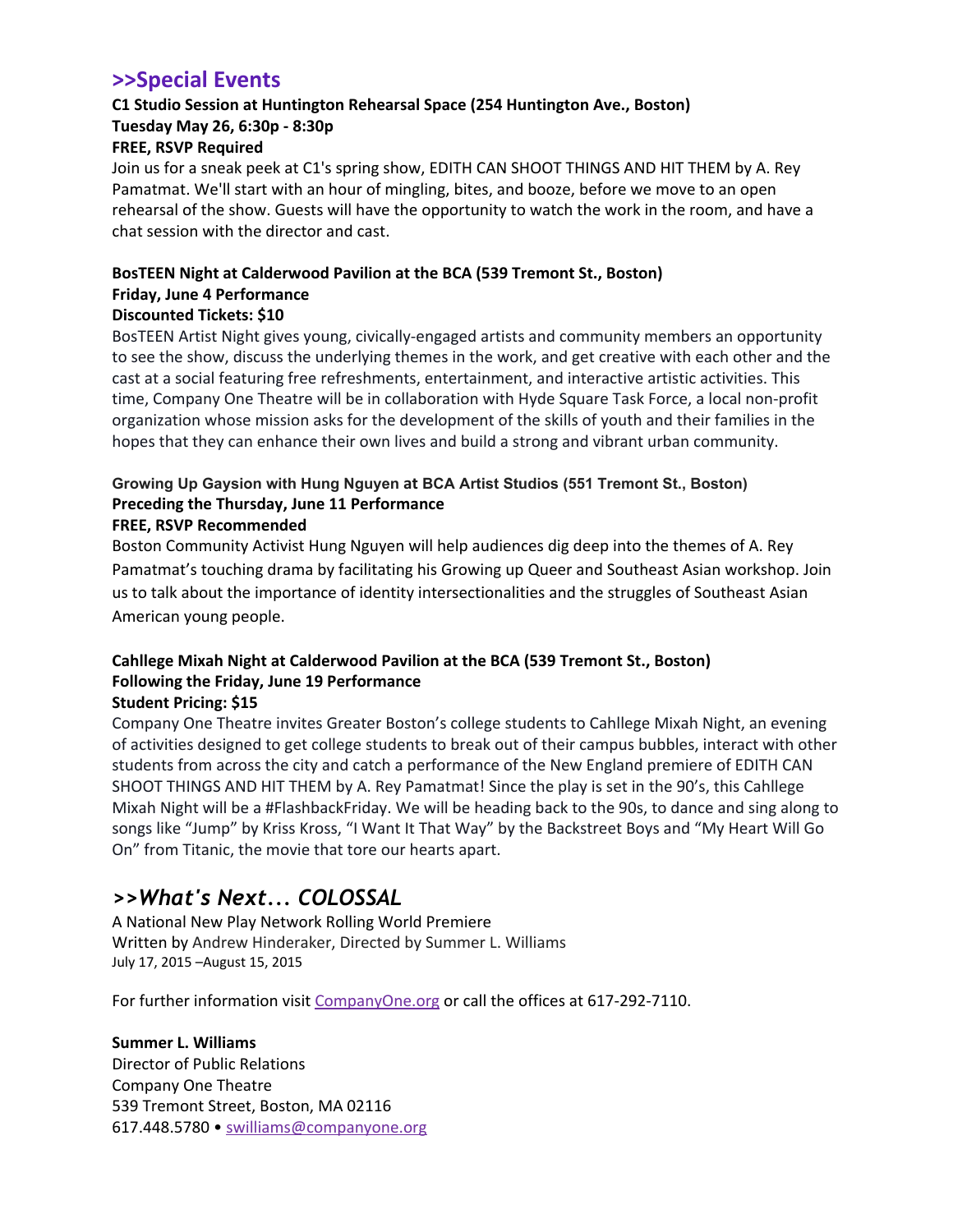## >>Special Events

**C1 Studio Session at Huntington Rehearsal Space (254 Huntington Ave., Boston)**
**Tuesday May 26, 6:30p - 8:30p**
**FREE, RSVP Required**

Join us for a sneak peek at C1's spring show, EDITH CAN SHOOT THINGS AND HIT THEM by A. Rey Pamatmat. We'll start with an hour of mingling, bites, and booze, before we move to an open rehearsal of the show. Guests will have the opportunity to watch the work in the room, and have a chat session with the director and cast.

**BosTEEN Night at Calderwood Pavilion at the BCA (539 Tremont St., Boston)**
**Friday, June 4 Performance**
**Discounted Tickets: $10**

BosTEEN Artist Night gives young, civically-engaged artists and community members an opportunity to see the show, discuss the underlying themes in the work, and get creative with each other and the cast at a social featuring free refreshments, entertainment, and interactive artistic activities. This time, Company One Theatre will be in collaboration with Hyde Square Task Force, a local non-profit organization whose mission asks for the development of the skills of youth and their families in the hopes that they can enhance their own lives and build a strong and vibrant urban community.

**Growing Up Gaysion with Hung Nguyen at BCA Artist Studios (551 Tremont St., Boston)**
**Preceding the Thursday, June 11 Performance**
**FREE, RSVP Recommended**

Boston Community Activist Hung Nguyen will help audiences dig deep into the themes of A. Rey Pamatmat's touching drama by facilitating his Growing up Queer and Southeast Asian workshop. Join us to talk about the importance of identity intersectionalities and the struggles of Southeast Asian American young people.

**Cahllege Mixah Night at Calderwood Pavilion at the BCA (539 Tremont St., Boston)**
**Following the Friday, June 19 Performance**
**Student Pricing: $15**

Company One Theatre invites Greater Boston's college students to Cahllege Mixah Night, an evening of activities designed to get college students to break out of their campus bubbles, interact with other students from across the city and catch a performance of the New England premiere of EDITH CAN SHOOT THINGS AND HIT THEM by A. Rey Pamatmat! Since the play is set in the 90's, this Cahllege Mixah Night will be a #FlashbackFriday. We will be heading back to the 90s, to dance and sing along to songs like "Jump" by Kriss Kross, "I Want It That Way" by the Backstreet Boys and "My Heart Will Go On" from Titanic, the movie that tore our hearts apart.

## *>>What's Next... COLOSSAL*

A National New Play Network Rolling World Premiere
Written by Andrew Hinderaker, Directed by Summer L. Williams
July 17, 2015 –August 15, 2015

For further information visit CompanyOne.org or call the offices at 617-292-7110.

**Summer L. Williams**
Director of Public Relations
Company One Theatre
539 Tremont Street, Boston, MA 02116
617.448.5780 • swilliams@companyone.org